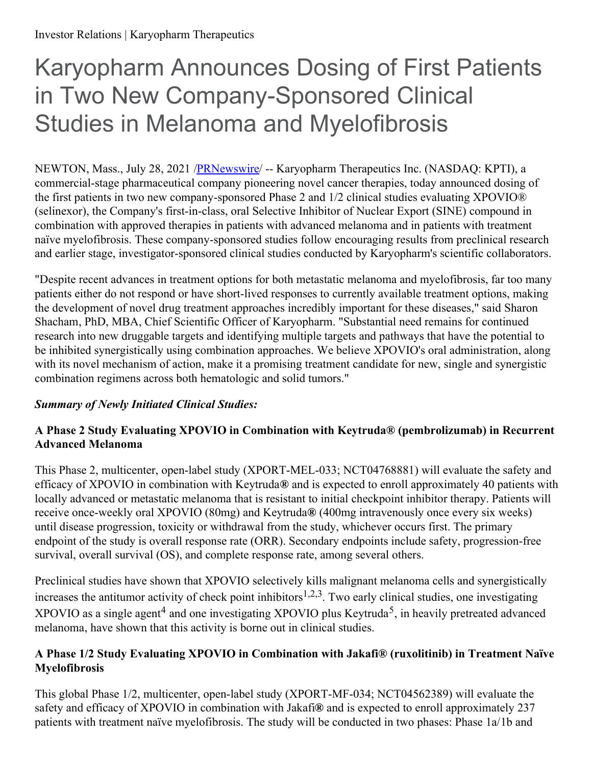Investor Relations | Karyopharm Therapeutics

# Karyopharm Announces Dosing of First Patients in Two New Company-Sponsored Clinical Studies in Melanoma and Myelofibrosis

NEWTON, Mass., July 28, 2021 /PRNewswire/ -- Karyopharm Therapeutics Inc. (NASDAQ: KPTI), a commercial-stage pharmaceutical company pioneering novel cancer therapies, today announced dosing of the first patients in two new company-sponsored Phase 2 and 1/2 clinical studies evaluating XPOVIO® (selinexor), the Company's first-in-class, oral Selective Inhibitor of Nuclear Export (SINE) compound in combination with approved therapies in patients with advanced melanoma and in patients with treatment naïve myelofibrosis. These company-sponsored studies follow encouraging results from preclinical research and earlier stage, investigator-sponsored clinical studies conducted by Karyopharm's scientific collaborators.

"Despite recent advances in treatment options for both metastatic melanoma and myelofibrosis, far too many patients either do not respond or have short-lived responses to currently available treatment options, making the development of novel drug treatment approaches incredibly important for these diseases," said Sharon Shacham, PhD, MBA, Chief Scientific Officer of Karyopharm. "Substantial need remains for continued research into new druggable targets and identifying multiple targets and pathways that have the potential to be inhibited synergistically using combination approaches. We believe XPOVIO's oral administration, along with its novel mechanism of action, make it a promising treatment candidate for new, single and synergistic combination regimens across both hematologic and solid tumors."

***Summary of Newly Initiated Clinical Studies:***

**A Phase 2 Study Evaluating XPOVIO in Combination with Keytruda® (pembrolizumab) in Recurrent Advanced Melanoma**

This Phase 2, multicenter, open-label study (XPORT-MEL-033; NCT04768881) will evaluate the safety and efficacy of XPOVIO in combination with Keytruda**®** and is expected to enroll approximately 40 patients with locally advanced or metastatic melanoma that is resistant to initial checkpoint inhibitor therapy. Patients will receive once-weekly oral XPOVIO (80mg) and Keytruda**®** (400mg intravenously once every six weeks) until disease progression, toxicity or withdrawal from the study, whichever occurs first. The primary endpoint of the study is overall response rate (ORR). Secondary endpoints include safety, progression-free survival, overall survival (OS), and complete response rate, among several others.

Preclinical studies have shown that XPOVIO selectively kills malignant melanoma cells and synergistically increases the antitumor activity of check point inhibitors[1,2,3]. Two early clinical studies, one investigating XPOVIO as a single agent[4] and one investigating XPOVIO plus Keytruda[5], in heavily pretreated advanced melanoma, have shown that this activity is borne out in clinical studies.

**A Phase 1/2 Study Evaluating XPOVIO in Combination with Jakafi® (ruxolitinib) in Treatment Naïve Myelofibrosis**

This global Phase 1/2, multicenter, open-label study (XPORT-MF-034; NCT04562389) will evaluate the safety and efficacy of XPOVIO in combination with Jakafi**®** and is expected to enroll approximately 237 patients with treatment naïve myelofibrosis. The study will be conducted in two phases: Phase 1a/1b and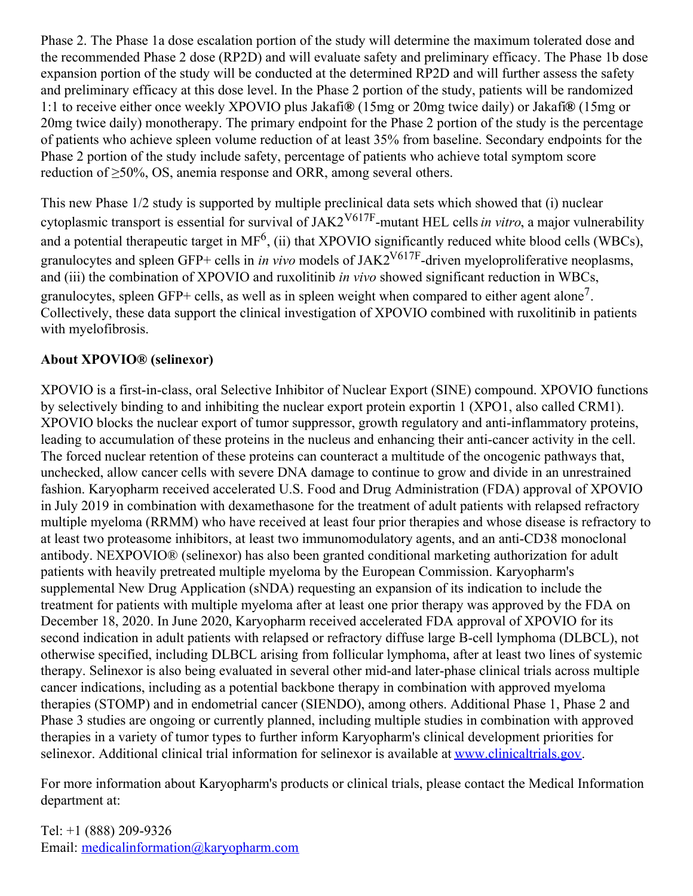Phase 2. The Phase 1a dose escalation portion of the study will determine the maximum tolerated dose and the recommended Phase 2 dose (RP2D) and will evaluate safety and preliminary efficacy. The Phase 1b dose expansion portion of the study will be conducted at the determined RP2D and will further assess the safety and preliminary efficacy at this dose level. In the Phase 2 portion of the study, patients will be randomized 1:1 to receive either once weekly XPOVIO plus Jakafi® (15mg or 20mg twice daily) or Jakafi® (15mg or 20mg twice daily) monotherapy. The primary endpoint for the Phase 2 portion of the study is the percentage of patients who achieve spleen volume reduction of at least 35% from baseline. Secondary endpoints for the Phase 2 portion of the study include safety, percentage of patients who achieve total symptom score reduction of ≥50%, OS, anemia response and ORR, among several others.

This new Phase 1/2 study is supported by multiple preclinical data sets which showed that (i) nuclear cytoplasmic transport is essential for survival of $JAK2^{V617F}$-mutant HEL cells *in vitro*, a major vulnerability and a potential therapeutic target in MF[6], (ii) that XPOVIO significantly reduced white blood cells (WBCs), granulocytes and spleen GFP+ cells in *in vivo* models of $JAK2^{V617F}$-driven myeloproliferative neoplasms, and (iii) the combination of XPOVIO and ruxolitinib *in vivo* showed significant reduction in WBCs, granulocytes, spleen GFP+ cells, as well as in spleen weight when compared to either agent alone[7]. Collectively, these data support the clinical investigation of XPOVIO combined with ruxolitinib in patients with myelofibrosis.

**About XPOVIO® (selinexor)**

XPOVIO is a first-in-class, oral Selective Inhibitor of Nuclear Export (SINE) compound. XPOVIO functions by selectively binding to and inhibiting the nuclear export protein exportin 1 (XPO1, also called CRM1). XPOVIO blocks the nuclear export of tumor suppressor, growth regulatory and anti-inflammatory proteins, leading to accumulation of these proteins in the nucleus and enhancing their anti-cancer activity in the cell. The forced nuclear retention of these proteins can counteract a multitude of the oncogenic pathways that, unchecked, allow cancer cells with severe DNA damage to continue to grow and divide in an unrestrained fashion. Karyopharm received accelerated U.S. Food and Drug Administration (FDA) approval of XPOVIO in July 2019 in combination with dexamethasone for the treatment of adult patients with relapsed refractory multiple myeloma (RRMM) who have received at least four prior therapies and whose disease is refractory to at least two proteasome inhibitors, at least two immunomodulatory agents, and an anti-CD38 monoclonal antibody. NEXPOVIO® (selinexor) has also been granted conditional marketing authorization for adult patients with heavily pretreated multiple myeloma by the European Commission. Karyopharm's supplemental New Drug Application (sNDA) requesting an expansion of its indication to include the treatment for patients with multiple myeloma after at least one prior therapy was approved by the FDA on December 18, 2020. In June 2020, Karyopharm received accelerated FDA approval of XPOVIO for its second indication in adult patients with relapsed or refractory diffuse large B-cell lymphoma (DLBCL), not otherwise specified, including DLBCL arising from follicular lymphoma, after at least two lines of systemic therapy. Selinexor is also being evaluated in several other mid-and later-phase clinical trials across multiple cancer indications, including as a potential backbone therapy in combination with approved myeloma therapies (STOMP) and in endometrial cancer (SIENDO), among others. Additional Phase 1, Phase 2 and Phase 3 studies are ongoing or currently planned, including multiple studies in combination with approved therapies in a variety of tumor types to further inform Karyopharm's clinical development priorities for selinexor. Additional clinical trial information for selinexor is available at [www.clinicaltrials.gov](http://www.clinicaltrials.gov).

For more information about Karyopharm's products or clinical trials, please contact the Medical Information department at:

Tel: +1 (888) 209-9326
Email: [medicalinformation@karyopharm.com](mailto:medicalinformation@karyopharm.com)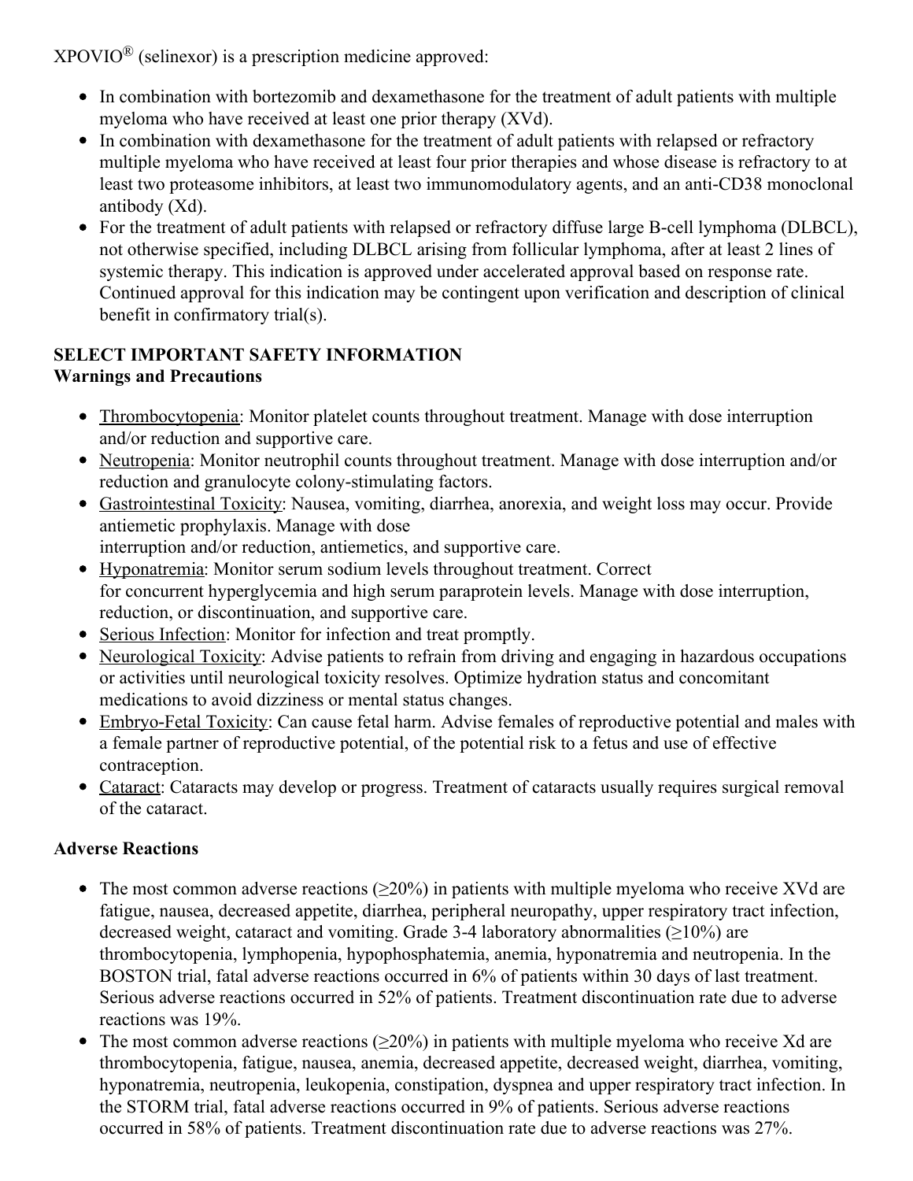XPOVIO® (selinexor) is a prescription medicine approved:

- In combination with bortezomib and dexamethasone for the treatment of adult patients with multiple myeloma who have received at least one prior therapy (XVd).
- In combination with dexamethasone for the treatment of adult patients with relapsed or refractory multiple myeloma who have received at least four prior therapies and whose disease is refractory to at least two proteasome inhibitors, at least two immunomodulatory agents, and an anti-CD38 monoclonal antibody (Xd).
- For the treatment of adult patients with relapsed or refractory diffuse large B-cell lymphoma (DLBCL), not otherwise specified, including DLBCL arising from follicular lymphoma, after at least 2 lines of systemic therapy. This indication is approved under accelerated approval based on response rate. Continued approval for this indication may be contingent upon verification and description of clinical benefit in confirmatory trial(s).

**SELECT IMPORTANT SAFETY INFORMATION**
**Warnings and Precautions**

- Thrombocytopenia: Monitor platelet counts throughout treatment. Manage with dose interruption and/or reduction and supportive care.
- Neutropenia: Monitor neutrophil counts throughout treatment. Manage with dose interruption and/or reduction and granulocyte colony-stimulating factors.
- Gastrointestinal Toxicity: Nausea, vomiting, diarrhea, anorexia, and weight loss may occur. Provide antiemetic prophylaxis. Manage with dose interruption and/or reduction, antiemetics, and supportive care.
- Hyponatremia: Monitor serum sodium levels throughout treatment. Correct for concurrent hyperglycemia and high serum paraprotein levels. Manage with dose interruption, reduction, or discontinuation, and supportive care.
- Serious Infection: Monitor for infection and treat promptly.
- Neurological Toxicity: Advise patients to refrain from driving and engaging in hazardous occupations or activities until neurological toxicity resolves. Optimize hydration status and concomitant medications to avoid dizziness or mental status changes.
- Embryo-Fetal Toxicity: Can cause fetal harm. Advise females of reproductive potential and males with a female partner of reproductive potential, of the potential risk to a fetus and use of effective contraception.
- Cataract: Cataracts may develop or progress. Treatment of cataracts usually requires surgical removal of the cataract.

**Adverse Reactions**

- The most common adverse reactions (≥20%) in patients with multiple myeloma who receive XVd are fatigue, nausea, decreased appetite, diarrhea, peripheral neuropathy, upper respiratory tract infection, decreased weight, cataract and vomiting. Grade 3-4 laboratory abnormalities (≥10%) are thrombocytopenia, lymphopenia, hypophosphatemia, anemia, hyponatremia and neutropenia. In the BOSTON trial, fatal adverse reactions occurred in 6% of patients within 30 days of last treatment. Serious adverse reactions occurred in 52% of patients. Treatment discontinuation rate due to adverse reactions was 19%.
- The most common adverse reactions (≥20%) in patients with multiple myeloma who receive Xd are thrombocytopenia, fatigue, nausea, anemia, decreased appetite, decreased weight, diarrhea, vomiting, hyponatremia, neutropenia, leukopenia, constipation, dyspnea and upper respiratory tract infection. In the STORM trial, fatal adverse reactions occurred in 9% of patients. Serious adverse reactions occurred in 58% of patients. Treatment discontinuation rate due to adverse reactions was 27%.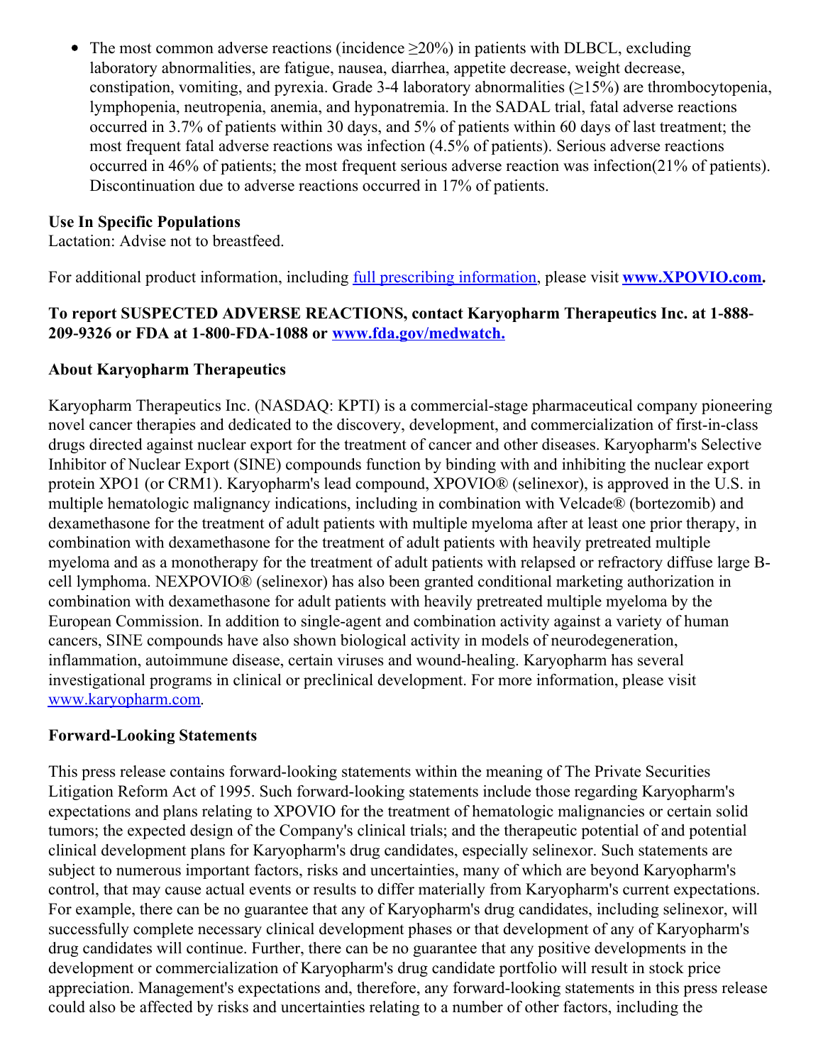- The most common adverse reactions (incidence ≥20%) in patients with DLBCL, excluding laboratory abnormalities, are fatigue, nausea, diarrhea, appetite decrease, weight decrease, constipation, vomiting, and pyrexia. Grade 3-4 laboratory abnormalities (≥15%) are thrombocytopenia, lymphopenia, neutropenia, anemia, and hyponatremia. In the SADAL trial, fatal adverse reactions occurred in 3.7% of patients within 30 days, and 5% of patients within 60 days of last treatment; the most frequent fatal adverse reactions was infection (4.5% of patients). Serious adverse reactions occurred in 46% of patients; the most frequent serious adverse reaction was infection(21% of patients). Discontinuation due to adverse reactions occurred in 17% of patients.

**Use In Specific Populations**
Lactation: Advise not to breastfeed.

For additional product information, including full prescribing information, please visit **www.XPOVIO.com.**

**To report SUSPECTED ADVERSE REACTIONS, contact Karyopharm Therapeutics Inc. at 1-888-209-9326 or FDA at 1-800-FDA-1088 or www.fda.gov/medwatch.**

**About Karyopharm Therapeutics**

Karyopharm Therapeutics Inc. (NASDAQ: KPTI) is a commercial-stage pharmaceutical company pioneering novel cancer therapies and dedicated to the discovery, development, and commercialization of first-in-class drugs directed against nuclear export for the treatment of cancer and other diseases. Karyopharm's Selective Inhibitor of Nuclear Export (SINE) compounds function by binding with and inhibiting the nuclear export protein XPO1 (or CRM1). Karyopharm's lead compound, XPOVIO® (selinexor), is approved in the U.S. in multiple hematologic malignancy indications, including in combination with Velcade® (bortezomib) and dexamethasone for the treatment of adult patients with multiple myeloma after at least one prior therapy, in combination with dexamethasone for the treatment of adult patients with heavily pretreated multiple myeloma and as a monotherapy for the treatment of adult patients with relapsed or refractory diffuse large B-cell lymphoma. NEXPOVIO® (selinexor) has also been granted conditional marketing authorization in combination with dexamethasone for adult patients with heavily pretreated multiple myeloma by the European Commission. In addition to single-agent and combination activity against a variety of human cancers, SINE compounds have also shown biological activity in models of neurodegeneration, inflammation, autoimmune disease, certain viruses and wound-healing. Karyopharm has several investigational programs in clinical or preclinical development. For more information, please visit www.karyopharm.com.

**Forward-Looking Statements**

This press release contains forward-looking statements within the meaning of The Private Securities Litigation Reform Act of 1995. Such forward-looking statements include those regarding Karyopharm's expectations and plans relating to XPOVIO for the treatment of hematologic malignancies or certain solid tumors; the expected design of the Company's clinical trials; and the therapeutic potential of and potential clinical development plans for Karyopharm's drug candidates, especially selinexor. Such statements are subject to numerous important factors, risks and uncertainties, many of which are beyond Karyopharm's control, that may cause actual events or results to differ materially from Karyopharm's current expectations. For example, there can be no guarantee that any of Karyopharm's drug candidates, including selinexor, will successfully complete necessary clinical development phases or that development of any of Karyopharm's drug candidates will continue. Further, there can be no guarantee that any positive developments in the development or commercialization of Karyopharm's drug candidate portfolio will result in stock price appreciation. Management's expectations and, therefore, any forward-looking statements in this press release could also be affected by risks and uncertainties relating to a number of other factors, including the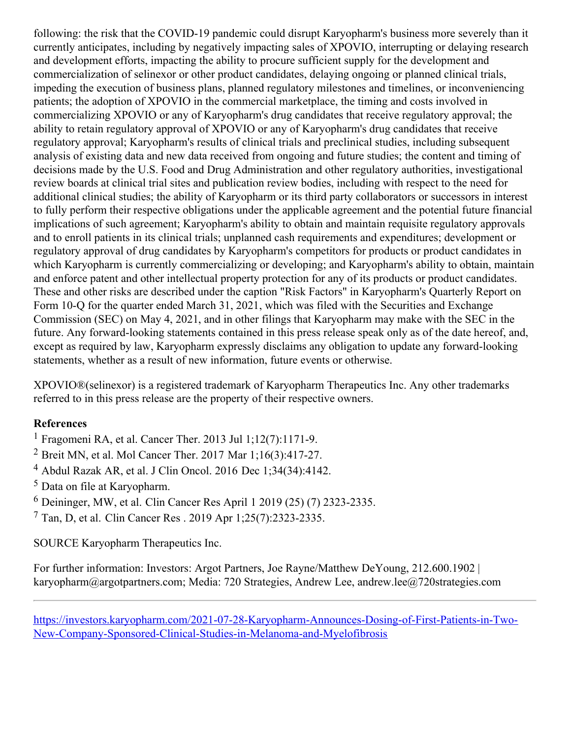following: the risk that the COVID-19 pandemic could disrupt Karyopharm's business more severely than it currently anticipates, including by negatively impacting sales of XPOVIO, interrupting or delaying research and development efforts, impacting the ability to procure sufficient supply for the development and commercialization of selinexor or other product candidates, delaying ongoing or planned clinical trials, impeding the execution of business plans, planned regulatory milestones and timelines, or inconveniencing patients; the adoption of XPOVIO in the commercial marketplace, the timing and costs involved in commercializing XPOVIO or any of Karyopharm's drug candidates that receive regulatory approval; the ability to retain regulatory approval of XPOVIO or any of Karyopharm's drug candidates that receive regulatory approval; Karyopharm's results of clinical trials and preclinical studies, including subsequent analysis of existing data and new data received from ongoing and future studies; the content and timing of decisions made by the U.S. Food and Drug Administration and other regulatory authorities, investigational review boards at clinical trial sites and publication review bodies, including with respect to the need for additional clinical studies; the ability of Karyopharm or its third party collaborators or successors in interest to fully perform their respective obligations under the applicable agreement and the potential future financial implications of such agreement; Karyopharm's ability to obtain and maintain requisite regulatory approvals and to enroll patients in its clinical trials; unplanned cash requirements and expenditures; development or regulatory approval of drug candidates by Karyopharm's competitors for products or product candidates in which Karyopharm is currently commercializing or developing; and Karyopharm's ability to obtain, maintain and enforce patent and other intellectual property protection for any of its products or product candidates. These and other risks are described under the caption "Risk Factors" in Karyopharm's Quarterly Report on Form 10-Q for the quarter ended March 31, 2021, which was filed with the Securities and Exchange Commission (SEC) on May 4, 2021, and in other filings that Karyopharm may make with the SEC in the future. Any forward-looking statements contained in this press release speak only as of the date hereof, and, except as required by law, Karyopharm expressly disclaims any obligation to update any forward-looking statements, whether as a result of new information, future events or otherwise.

XPOVIO®(selinexor) is a registered trademark of Karyopharm Therapeutics Inc. Any other trademarks referred to in this press release are the property of their respective owners.

**References**

[1] Fragomeni RA, et al. Cancer Ther. 2013 Jul 1;12(7):1171-9.
[2] Breit MN, et al. Mol Cancer Ther. 2017 Mar 1;16(3):417-27.
[4] Abdul Razak AR, et al. J Clin Oncol. 2016 Dec 1;34(34):4142.
[5] Data on file at Karyopharm.
[6] Deininger, MW, et al. Clin Cancer Res April 1 2019 (25) (7) 2323-2335.
[7] Tan, D, et al. Clin Cancer Res . 2019 Apr 1;25(7):2323-2335.

SOURCE Karyopharm Therapeutics Inc.

For further information: Investors: Argot Partners, Joe Rayne/Matthew DeYoung, 212.600.1902 | karyopharm@argotpartners.com; Media: 720 Strategies, Andrew Lee, andrew.lee@720strategies.com

---

https://investors.karyopharm.com/2021-07-28-Karyopharm-Announces-Dosing-of-First-Patients-in-Two-New-Company-Sponsored-Clinical-Studies-in-Melanoma-and-Myelofibrosis